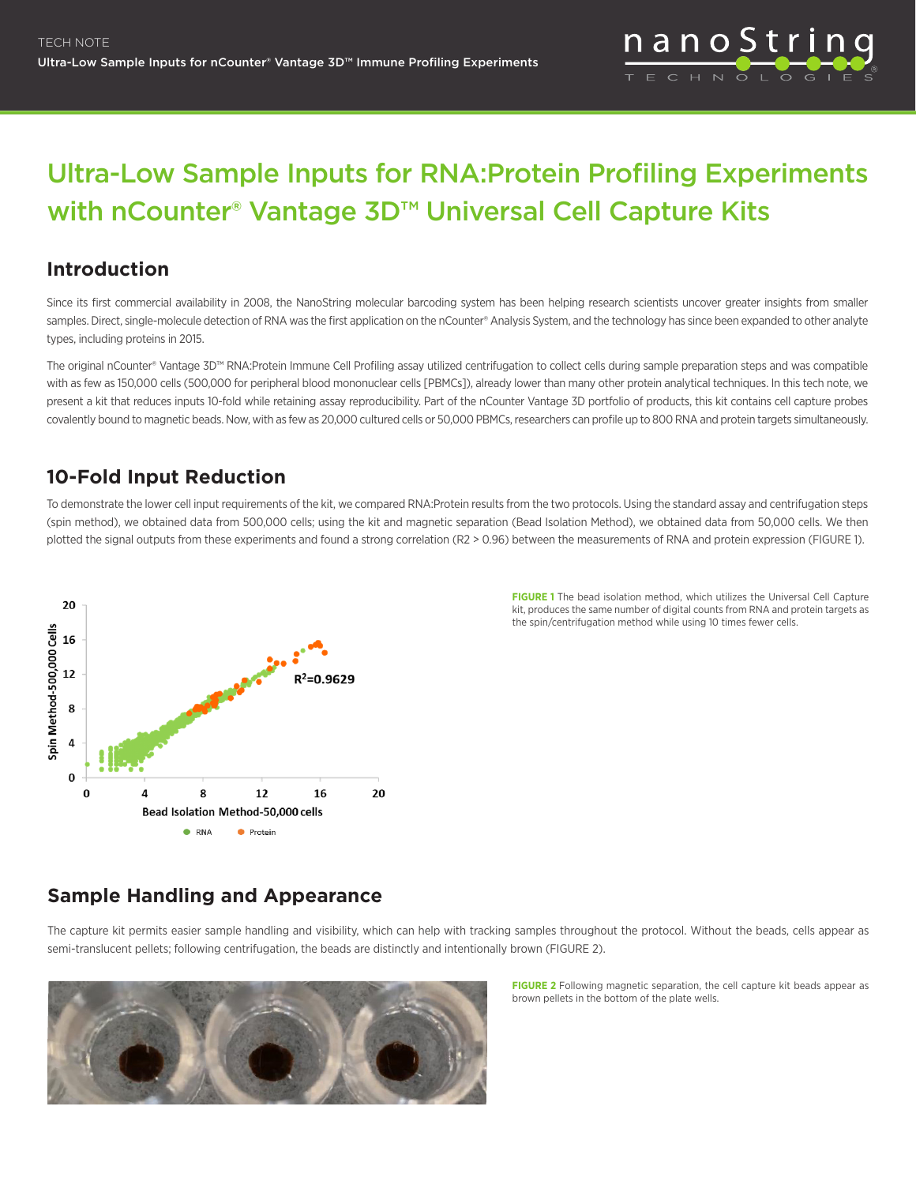# Ultra-Low Sample Inputs for RNA:Protein Profiling Experiments with nCounter® Vantage 3D™ Universal Cell Capture Kits

## Introduction

Since its first commercial availability in 2008, the NanoString molecular barcoding system has been helping research scientists uncover greater insights from smaller samples. Direct, single-molecule detection of RNA was the first application on the nCounter® Analysis System, and the technology has since been expanded to other analyte types, including proteins in 2015.

The original nCounter® Vantage 3D™ RNA:Protein Immune Cell Profiling assay utilized centrifugation to collect cells during sample preparation steps and was compatible with as few as 150,000 cells (500,000 for peripheral blood mononuclear cells [PBMCs]), already lower than many other protein analytical techniques. In this tech note, we present a kit that reduces inputs 10-fold while retaining assay reproducibility. Part of the nCounter Vantage 3D portfolio of products, this kit contains cell capture probes covalently bound to magnetic beads. Now, with as few as 20,000 cultured cells or 50,000 PBMCs, researchers can profile up to 800 RNA and protein targets simultaneously.

## 10-Fold Input Reduction

To demonstrate the lower cell input requirements of the kit, we compared RNA:Protein results from the two protocols. Using the standard assay and centrifugation steps (spin method), we obtained data from 500,000 cells; using the kit and magnetic separation (Bead Isolation Method), we obtained data from 50,000 cells. We then plotted the signal outputs from these experiments and found a strong correlation (R2 > 0.96) between the measurements of RNA and protein expression (FIGURE 1).

**FIGURE 1** The bead isolation method, which utilizes the Universal Cell Capture kit, produces the same number of digital counts from RNA and protein targets as the spin/centrifugation method while using 10 times fewer cells.

## Sample Handling and Appearance

The capture kit permits easier sample handling and visibility, which can help with tracking samples throughout the protocol. Without the beads, cells appear as semi-translucent pellets; following centrifugation, the beads are distinctly and intentionally brown (FIGURE 2).

**FIGURE 2** Following magnetic separation, the cell capture kit beads appear as brown pellets in the bottom of the plate wells.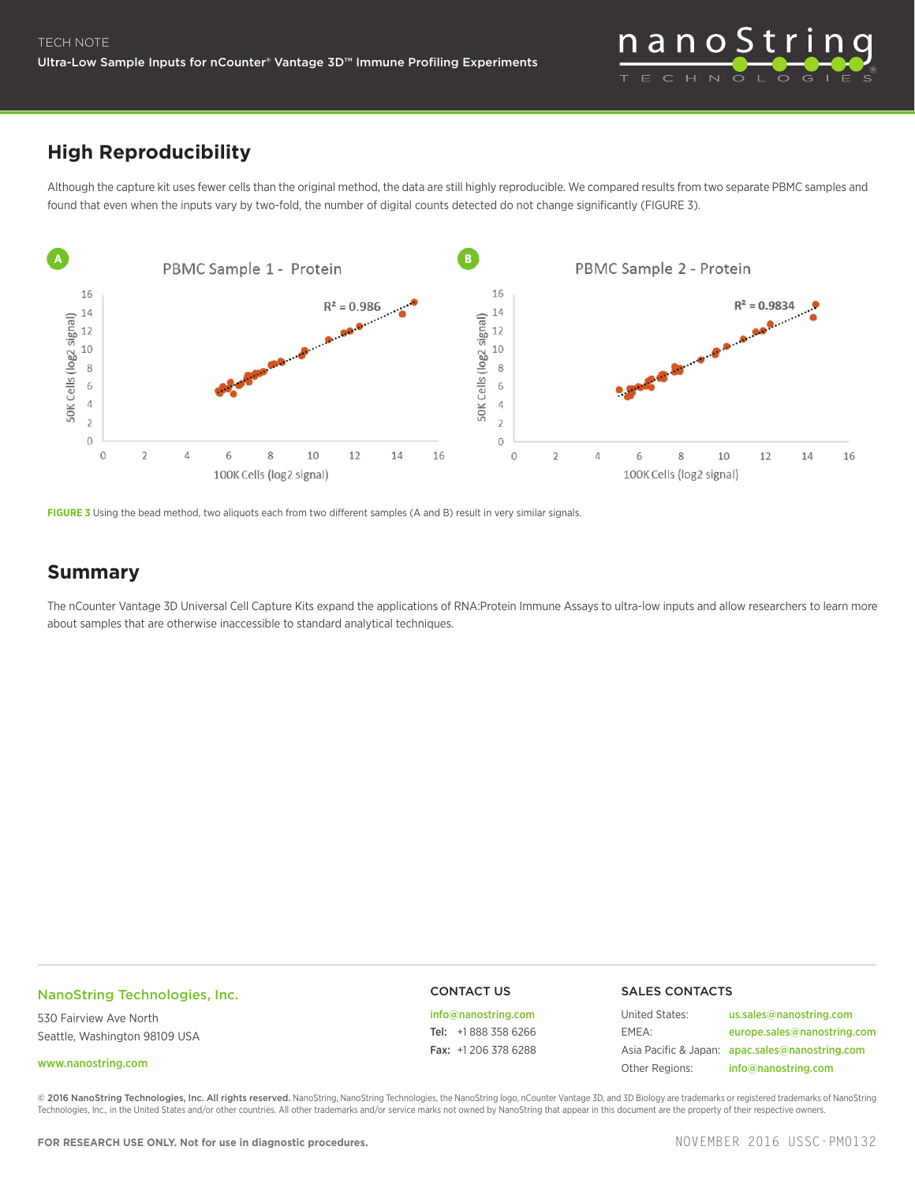## High Reproducibility

Although the capture kit uses fewer cells than the original method, the data are still highly reproducible. We compared results from two separate PBMC samples and found that even when the inputs vary by two-fold, the number of digital counts detected do not change significantly (FIGURE 3).

A

PBMC Sample 1 - Protein

$R^2 = 0.986$

50K Cells (log2 signal)

100K Cells (log2 signal)

0 2 4 6 8 10 12 14 16

B

PBMC Sample 2 - Protein

$R^2 = 0.9834$

50K Cells (log2 signal)

100K Cells (log2 signal)

0 2 4 6 8 10 12 14 16

**FIGURE 3** Using the bead method, two aliquots each from two different samples (A and B) result in very similar signals.

## Summary

The nCounter Vantage 3D Universal Cell Capture Kits expand the applications of RNA:Protein Immune Assays to ultra-low inputs and allow researchers to learn more about samples that are otherwise inaccessible to standard analytical techniques.

**NanoString Technologies, Inc.**

530 Fairview Ave North
Seattle, Washington 98109 USA

www.nanostring.com

**CONTACT US**

info@nanostring.com
Tel: +1 888 358 6266
Fax: +1 206 378 6288

**SALES CONTACTS**

United States: us.sales@nanostring.com
EMEA: europe.sales@nanostring.com
Asia Pacific & Japan: apac.sales@nanostring.com
Other Regions: info@nanostring.com

© 2016 NanoString Technologies, Inc. All rights reserved. NanoString, NanoString Technologies, the NanoString logo, nCounter Vantage 3D, and 3D Biology are trademarks or registered trademarks of NanoString Technologies, Inc., in the United States and/or other countries. All other trademarks and/or service marks not owned by NanoString that appear in this document are the property of their respective owners.

**FOR RESEARCH USE ONLY. Not for use in diagnostic procedures.**

NOVEMBER 2016 USSC-PM0132